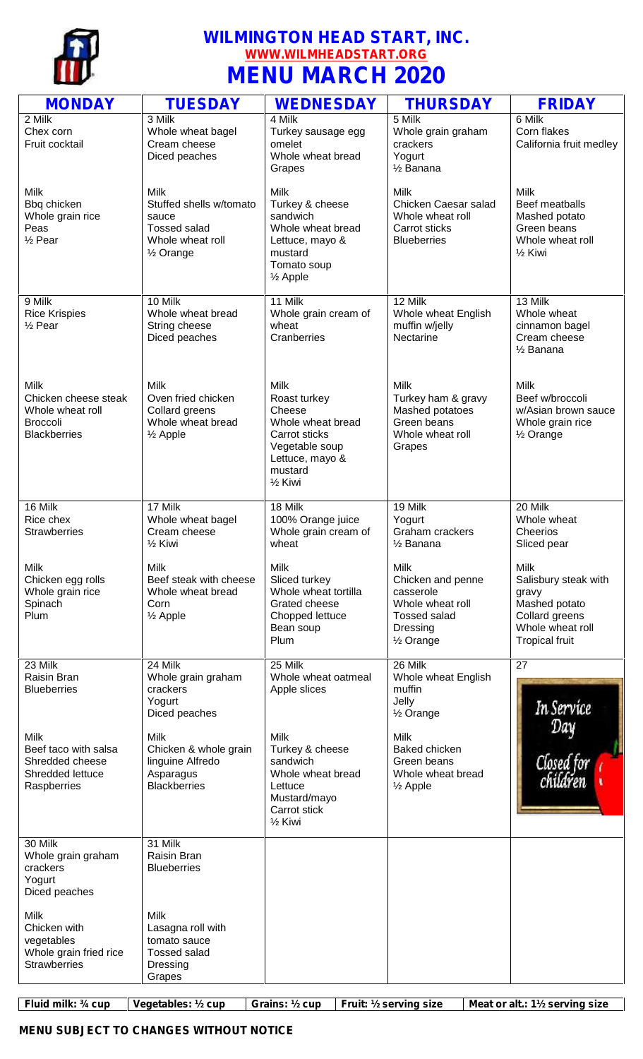# WILMINGTON HEAD START, INC.

**WWW.WILMHEADSTART.ORG**

# MENU MARCH 2020

| MONDAY | TUESDAY | WEDNESDAY | THURSDAY | FRIDAY |
|---|---|---|---|---|
| 2 Milk<br>Chex corn<br>Fruit cocktail<br><br>Milk<br>Bbq chicken<br>Whole grain rice<br>Peas<br>½ Pear | 3 Milk<br>Whole wheat bagel<br>Cream cheese<br>Diced peaches<br><br>Milk<br>Stuffed shells w/tomato sauce<br>Tossed salad<br>Whole wheat roll<br>½ Orange | 4 Milk<br>Turkey sausage egg omelet<br>Whole wheat bread<br>Grapes<br><br>Milk<br>Turkey & cheese sandwich<br>Whole wheat bread<br>Lettuce, mayo & mustard<br>Tomato soup<br>½ Apple | 5 Milk<br>Whole grain graham crackers<br>Yogurt<br>½ Banana<br><br>Milk<br>Chicken Caesar salad<br>Whole wheat roll<br>Carrot sticks<br>Blueberries | 6 Milk<br>Corn flakes<br>California fruit medley<br><br>Milk<br>Beef meatballs<br>Mashed potato<br>Green beans<br>Whole wheat roll<br>½ Kiwi |
| 9 Milk<br>Rice Krispies<br>½ Pear<br><br>Milk<br>Chicken cheese steak<br>Whole wheat roll<br>Broccoli<br>Blackberries | 10 Milk<br>Whole wheat bread<br>String cheese<br>Diced peaches<br><br>Milk<br>Oven fried chicken<br>Collard greens<br>Whole wheat bread<br>½ Apple | 11 Milk<br>Whole grain cream of wheat<br>Cranberries<br><br>Milk<br>Roast turkey<br>Cheese<br>Whole wheat bread<br>Carrot sticks<br>Vegetable soup<br>Lettuce, mayo & mustard<br>½ Kiwi | 12 Milk<br>Whole wheat English muffin w/jelly<br>Nectarine<br><br>Milk<br>Turkey ham & gravy<br>Mashed potatoes<br>Green beans<br>Whole wheat roll<br>Grapes | 13 Milk<br>Whole wheat cinnamon bagel<br>Cream cheese<br>½ Banana<br><br>Milk<br>Beef w/broccoli w/Asian brown sauce<br>Whole grain rice<br>½ Orange |
| 16 Milk<br>Rice chex<br>Strawberries<br><br>Milk<br>Chicken egg rolls<br>Whole grain rice<br>Spinach<br>Plum | 17 Milk<br>Whole wheat bagel<br>Cream cheese<br>½ Kiwi<br><br>Milk<br>Beef steak with cheese<br>Whole wheat bread<br>Corn<br>½ Apple | 18 Milk<br>100% Orange juice<br>Whole grain cream of wheat<br><br>Milk<br>Sliced turkey<br>Whole wheat tortilla<br>Grated cheese<br>Chopped lettuce<br>Bean soup<br>Plum | 19 Milk<br>Yogurt<br>Graham crackers<br>½ Banana<br><br>Milk<br>Chicken and penne casserole<br>Whole wheat roll<br>Tossed salad<br>Dressing<br>½ Orange | 20 Milk<br>Whole wheat Cheerios<br>Sliced pear<br><br>Milk<br>Salisbury steak with gravy<br>Mashed potato<br>Collard greens<br>Whole wheat roll<br>Tropical fruit |
| 23 Milk<br>Raisin Bran<br>Blueberries<br><br>Milk<br>Beef taco with salsa<br>Shredded cheese<br>Shredded lettuce<br>Raspberries | 24 Milk<br>Whole grain graham crackers<br>Yogurt<br>Diced peaches<br><br>Milk<br>Chicken & whole grain linguine Alfredo<br>Asparagus<br>Blackberries | 25 Milk<br>Whole wheat oatmeal<br>Apple slices<br><br>Milk<br>Turkey & cheese sandwich<br>Whole wheat bread<br>Lettuce<br>Mustard/mayo<br>Carrot stick<br>½ Kiwi | 26 Milk<br>Whole wheat English muffin<br>Jelly<br>½ Orange<br><br>Milk<br>Baked chicken<br>Green beans<br>Whole wheat bread<br>½ Apple | 27<br>In Service Day<br>Closed for children |
| 30 Milk<br>Whole grain graham crackers<br>Yogurt<br>Diced peaches<br><br>Milk<br>Chicken with vegetables<br>Whole grain fried rice<br>Strawberries | 31 Milk<br>Raisin Bran<br>Blueberries<br><br>Milk<br>Lasagna roll with tomato sauce<br>Tossed salad<br>Dressing<br>Grapes | | | |

| Fluid milk: ¾ cup | Vegetables: ½ cup | Grains: ½ cup | Fruit: ½ serving size | Meat or alt.: 1½ serving size |
|---|---|---|---|---|

**MENU SUBJECT TO CHANGES WITHOUT NOTICE**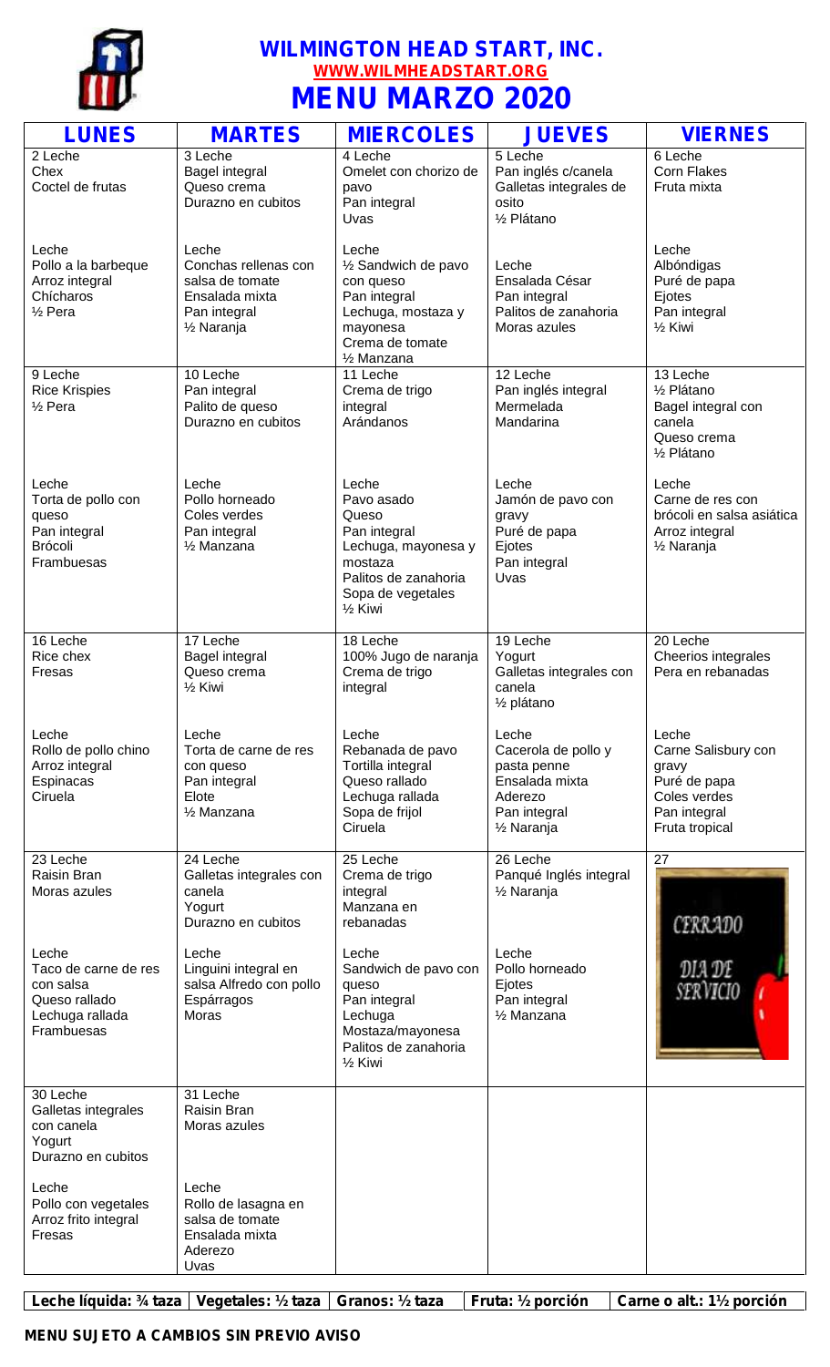# WILMINGTON HEAD START, INC.

**WWW.WILMHEADSTART.ORG**

# MENU MARZO 2020

| LUNES | MARTES | MIERCOLES | JUEVES | VIERNES |
|---|---|---|---|---|
| 2 Leche<br>Chex<br>Coctel de frutas<br><br>Leche<br>Pollo a la barbeque<br>Arroz integral<br>Chícharos<br>½ Pera | 3 Leche<br>Bagel integral<br>Queso crema<br>Durazno en cubitos<br><br>Leche<br>Conchas rellenas con salsa de tomate<br>Ensalada mixta<br>Pan integral<br>½ Naranja | 4 Leche<br>Omelet con chorizo de pavo<br>Pan integral<br>Uvas<br><br>Leche<br>½ Sandwich de pavo con queso<br>Pan integral<br>Lechuga, mostaza y mayonesa<br>Crema de tomate<br>½ Manzana | 5 Leche<br>Pan inglés c/canela<br>Galletas integrales de osito<br>½ Plátano<br><br>Leche<br>Ensalada César<br>Pan integral<br>Palitos de zanahoria<br>Moras azules | 6 Leche<br>Corn Flakes<br>Fruta mixta<br><br>Leche<br>Albóndigas<br>Puré de papa<br>Ejotes<br>Pan integral<br>½ Kiwi |
| 9 Leche<br>Rice Krispies<br>½ Pera<br><br>Leche<br>Torta de pollo con queso<br>Pan integral<br>Brócoli<br>Frambuesas | 10 Leche<br>Pan integral<br>Palito de queso<br>Durazno en cubitos<br><br>Leche<br>Pollo horneado<br>Coles verdes<br>Pan integral<br>½ Manzana | 11 Leche<br>Crema de trigo integral<br>Arándanos<br><br>Leche<br>Pavo asado<br>Queso<br>Pan integral<br>Lechuga, mayonesa y mostaza<br>Palitos de zanahoria<br>Sopa de vegetales<br>½ Kiwi | 12 Leche<br>Pan inglés integral<br>Mermelada<br>Mandarina<br><br>Leche<br>Jamón de pavo con gravy<br>Puré de papa<br>Ejotes<br>Pan integral<br>Uvas | 13 Leche<br>½ Plátano<br>Bagel integral con canela<br>Queso crema<br>½ Plátano<br><br>Leche<br>Carne de res con brócoli en salsa asiática<br>Arroz integral<br>½ Naranja |
| 16 Leche<br>Rice chex<br>Fresas<br><br>Leche<br>Rollo de pollo chino<br>Arroz integral<br>Espinacas<br>Ciruela | 17 Leche<br>Bagel integral<br>Queso crema<br>½ Kiwi<br><br>Leche<br>Torta de carne de res con queso<br>Pan integral<br>Elote<br>½ Manzana | 18 Leche<br>100% Jugo de naranja<br>Crema de trigo integral<br><br>Leche<br>Rebanada de pavo<br>Tortilla integral<br>Queso rallado<br>Lechuga rallada<br>Sopa de frijol<br>Ciruela | 19 Leche<br>Yogurt<br>Galletas integrales con canela<br>½ plátano<br><br>Leche<br>Cacerola de pollo y pasta penne<br>Ensalada mixta<br>Aderezo<br>Pan integral<br>½ Naranja | 20 Leche<br>Cheerios integrales<br>Pera en rebanadas<br><br>Leche<br>Carne Salisbury con gravy<br>Puré de papa<br>Coles verdes<br>Pan integral<br>Fruta tropical |
| 23 Leche<br>Raisin Bran<br>Moras azules<br><br>Leche<br>Taco de carne de res con salsa<br>Queso rallado<br>Lechuga rallada<br>Frambuesas | 24 Leche<br>Galletas integrales con canela<br>Yogurt<br>Durazno en cubitos<br><br>Leche<br>Linguini integral en salsa Alfredo con pollo<br>Espárragos<br>Moras | 25 Leche<br>Crema de trigo integral<br>Manzana en rebanadas<br><br>Leche<br>Sandwich de pavo con queso<br>Pan integral<br>Lechuga<br>Mostaza/mayonesa<br>Palitos de zanahoria<br>½ Kiwi | 26 Leche<br>Panqué Inglés integral<br>½ Naranja<br><br>Leche<br>Pollo horneado<br>Ejotes<br>Pan integral<br>½ Manzana | 27<br>CERRADO<br>DIA DE SERVICIO |
| 30 Leche<br>Galletas integrales con canela<br>Yogurt<br>Durazno en cubitos<br><br>Leche<br>Pollo con vegetales<br>Arroz frito integral<br>Fresas | 31 Leche<br>Raisin Bran<br>Moras azules<br><br>Leche<br>Rollo de lasagna en salsa de tomate<br>Ensalada mixta<br>Aderezo<br>Uvas | | | |

| Leche líquida: ¾ taza | Vegetales: ½ taza | Granos: ½ taza | Fruta: ½ porción | Carne o alt.: 1½ porción |
|---|---|---|---|---|

**MENU SUJETO A CAMBIOS SIN PREVIO AVISO**